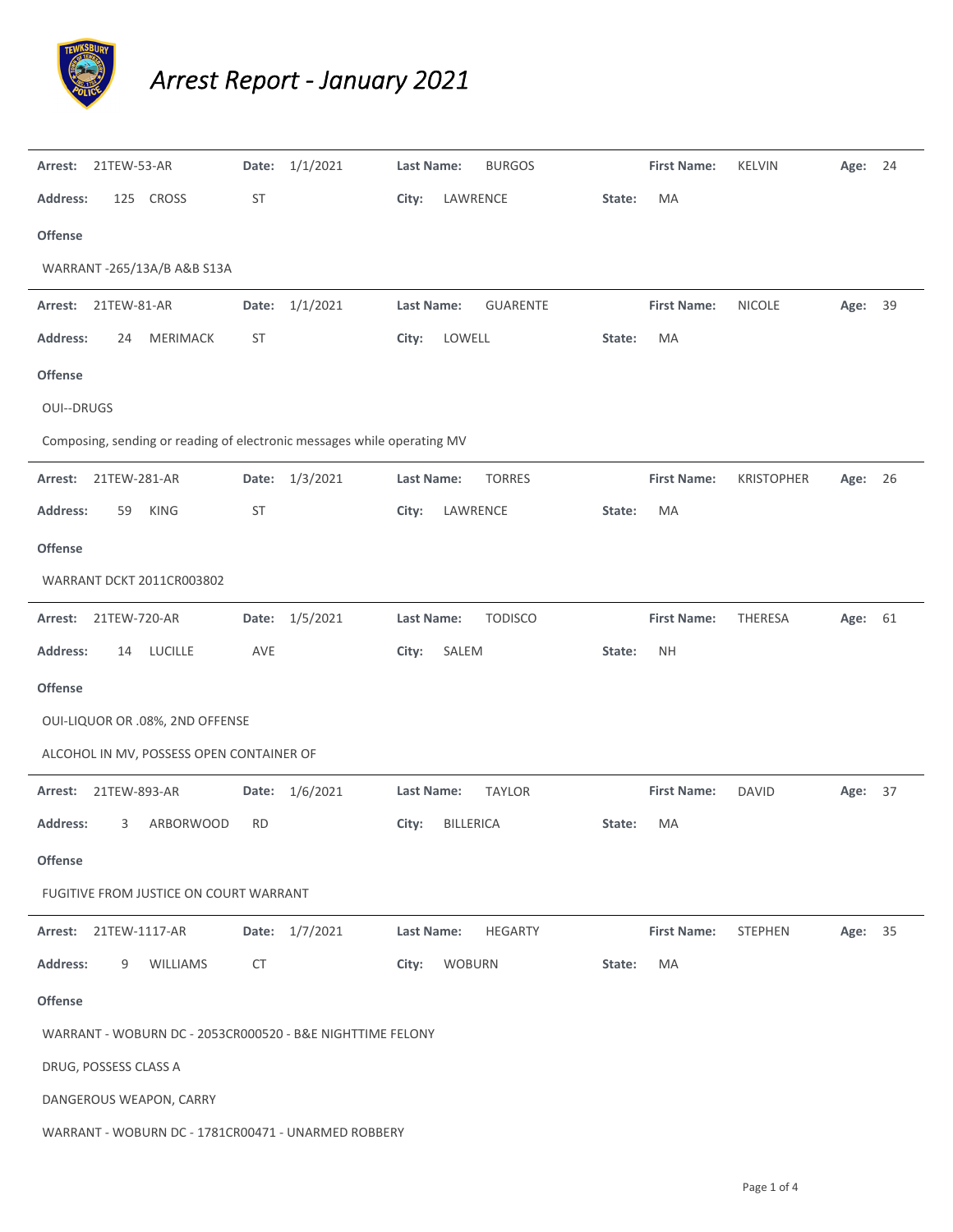# *Arrest Report - January 2021*

---

**Arrest:** 21TEW-53-AR **Date:** 1/1/2021 **Last Name:** BURGOS **First Name:** KELVIN **Age:** 24

**Address:** 125 CROSS ST **City:** LAWRENCE **State:** MA

**Offense**

WARRANT -265/13A/B A&B S13A

---

**Arrest:** 21TEW-81-AR **Date:** 1/1/2021 **Last Name:** GUARENTE **First Name:** NICOLE **Age:** 39

**Address:** 24 MERIMACK ST **City:** LOWELL **State:** MA

**Offense**

OUI--DRUGS

Composing, sending or reading of electronic messages while operating MV

---

**Arrest:** 21TEW-281-AR **Date:** 1/3/2021 **Last Name:** TORRES **First Name:** KRISTOPHER **Age:** 26

**Address:** 59 KING ST **City:** LAWRENCE **State:** MA

**Offense**

WARRANT DCKT 2011CR003802

---

**Arrest:** 21TEW-720-AR **Date:** 1/5/2021 **Last Name:** TODISCO **First Name:** THERESA **Age:** 61

**Address:** 14 LUCILLE AVE **City:** SALEM **State:** NH

**Offense**

OUI-LIQUOR OR .08%, 2ND OFFENSE

ALCOHOL IN MV, POSSESS OPEN CONTAINER OF

---

**Arrest:** 21TEW-893-AR **Date:** 1/6/2021 **Last Name:** TAYLOR **First Name:** DAVID **Age:** 37

**Address:** 3 ARBORWOOD RD **City:** BILLERICA **State:** MA

**Offense**

FUGITIVE FROM JUSTICE ON COURT WARRANT

---

**Arrest:** 21TEW-1117-AR **Date:** 1/7/2021 **Last Name:** HEGARTY **First Name:** STEPHEN **Age:** 35

**Address:** 9 WILLIAMS CT **City:** WOBURN **State:** MA

**Offense**

WARRANT - WOBURN DC - 2053CR000520 - B&E NIGHTTIME FELONY

DRUG, POSSESS CLASS A

DANGEROUS WEAPON, CARRY

WARRANT - WOBURN DC - 1781CR00471 - UNARMED ROBBERY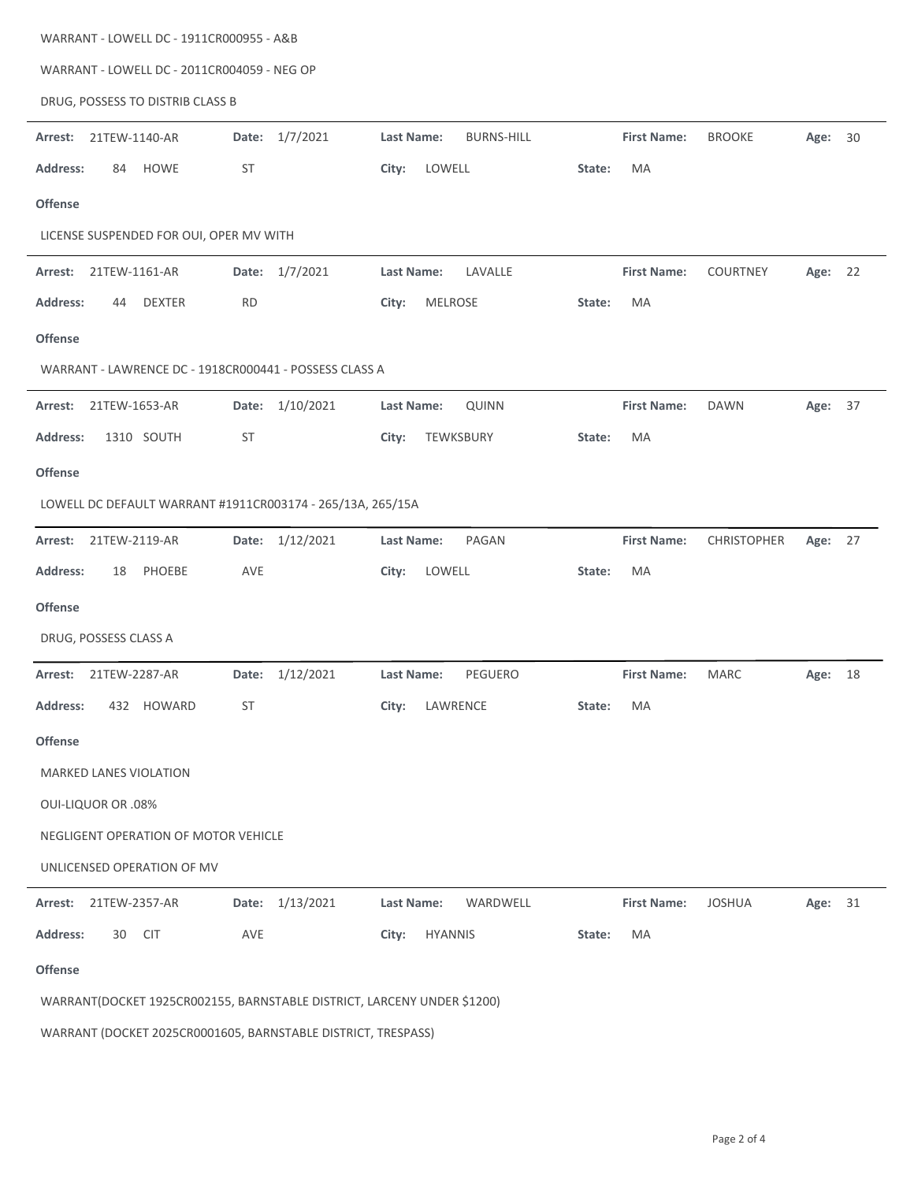WARRANT - LOWELL DC - 1911CR000955 - A&B

WARRANT - LOWELL DC - 2011CR004059 - NEG OP

DRUG, POSSESS TO DISTRIB CLASS B

---

**Arrest:** 21TEW-1140-AR **Date:** 1/7/2021 **Last Name:** BURNS-HILL **First Name:** BROOKE **Age:** 30

**Address:** 84 HOWE ST **City:** LOWELL **State:** MA

**Offense**

LICENSE SUSPENDED FOR OUI, OPER MV WITH

---

**Arrest:** 21TEW-1161-AR **Date:** 1/7/2021 **Last Name:** LAVALLE **First Name:** COURTNEY **Age:** 22

**Address:** 44 DEXTER RD **City:** MELROSE **State:** MA

**Offense**

WARRANT - LAWRENCE DC - 1918CR000441 - POSSESS CLASS A

---

**Arrest:** 21TEW-1653-AR **Date:** 1/10/2021 **Last Name:** QUINN **First Name:** DAWN **Age:** 37

**Address:** 1310 SOUTH ST **City:** TEWKSBURY **State:** MA

**Offense**

LOWELL DC DEFAULT WARRANT #1911CR003174 - 265/13A, 265/15A

---

**Arrest:** 21TEW-2119-AR **Date:** 1/12/2021 **Last Name:** PAGAN **First Name:** CHRISTOPHER **Age:** 27

**Address:** 18 PHOEBE AVE **City:** LOWELL **State:** MA

**Offense**

DRUG, POSSESS CLASS A

---

**Arrest:** 21TEW-2287-AR **Date:** 1/12/2021 **Last Name:** PEGUERO **First Name:** MARC **Age:** 18

**Address:** 432 HOWARD ST **City:** LAWRENCE **State:** MA

**Offense**

MARKED LANES VIOLATION

OUI-LIQUOR OR .08%

NEGLIGENT OPERATION OF MOTOR VEHICLE

UNLICENSED OPERATION OF MV

---

**Arrest:** 21TEW-2357-AR **Date:** 1/13/2021 **Last Name:** WARDWELL **First Name:** JOSHUA **Age:** 31

**Address:** 30 CIT AVE **City:** HYANNIS **State:** MA

**Offense**

WARRANT(DOCKET 1925CR002155, BARNSTABLE DISTRICT, LARCENY UNDER $1200)

WARRANT (DOCKET 2025CR0001605, BARNSTABLE DISTRICT, TRESPASS)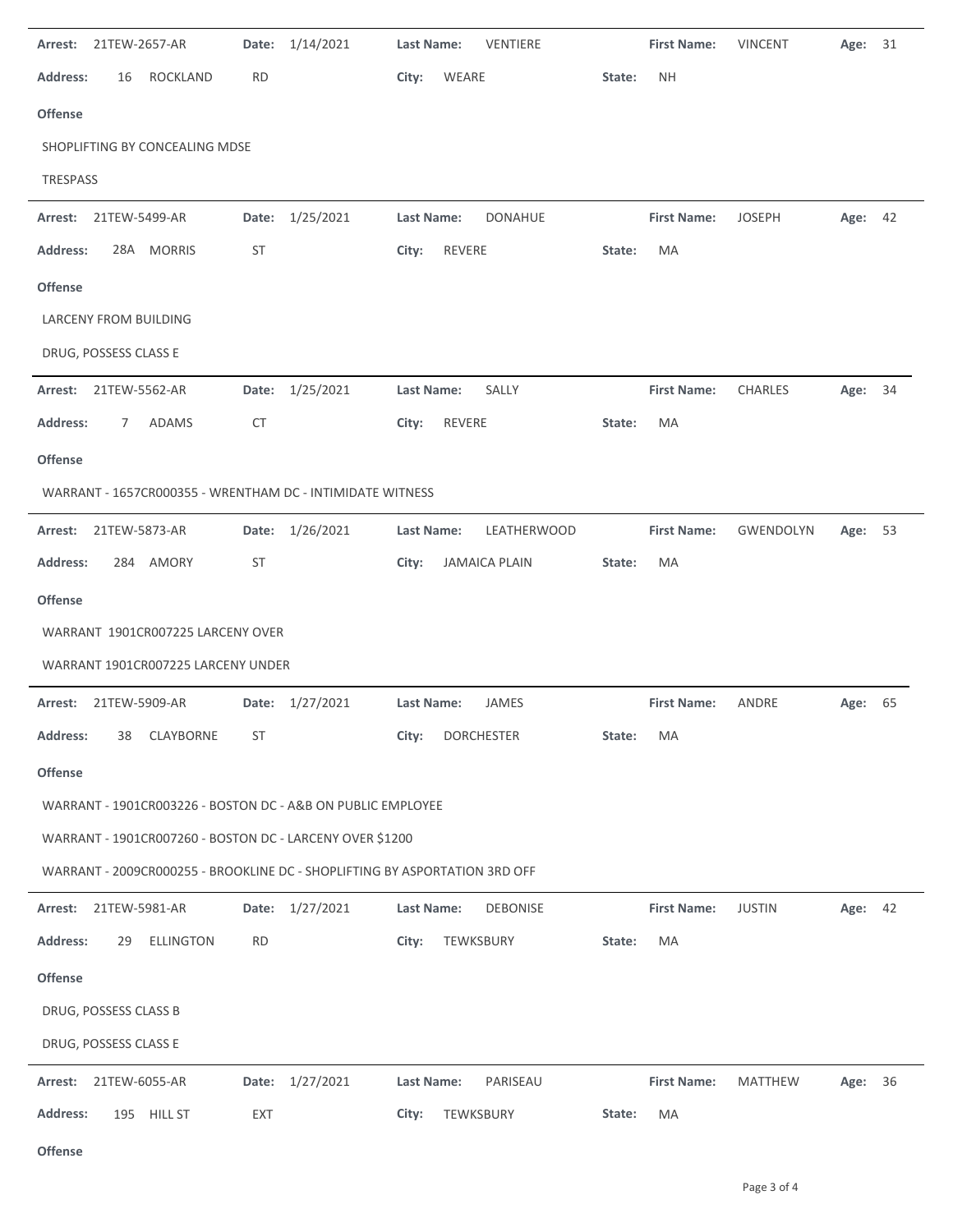**Arrest:** 21TEW-2657-AR **Date:** 1/14/2021 **Last Name:** VENTIERE **First Name:** VINCENT **Age:** 31

**Address:** 16 ROCKLAND RD **City:** WEARE **State:** NH

**Offense**

SHOPLIFTING BY CONCEALING MDSE

TRESPASS

---

**Arrest:** 21TEW-5499-AR **Date:** 1/25/2021 **Last Name:** DONAHUE **First Name:** JOSEPH **Age:** 42

**Address:** 28A MORRIS ST **City:** REVERE **State:** MA

**Offense**

LARCENY FROM BUILDING

DRUG, POSSESS CLASS E

---

**Arrest:** 21TEW-5562-AR **Date:** 1/25/2021 **Last Name:** SALLY **First Name:** CHARLES **Age:** 34

**Address:** 7 ADAMS CT **City:** REVERE **State:** MA

**Offense**

WARRANT - 1657CR000355 - WRENTHAM DC - INTIMIDATE WITNESS

---

**Arrest:** 21TEW-5873-AR **Date:** 1/26/2021 **Last Name:** LEATHERWOOD **First Name:** GWENDOLYN **Age:** 53

**Address:** 284 AMORY ST **City:** JAMAICA PLAIN **State:** MA

**Offense**

WARRANT 1901CR007225 LARCENY OVER

WARRANT 1901CR007225 LARCENY UNDER

---

**Arrest:** 21TEW-5909-AR **Date:** 1/27/2021 **Last Name:** JAMES **First Name:** ANDRE **Age:** 65

**Address:** 38 CLAYBORNE ST **City:** DORCHESTER **State:** MA

**Offense**

WARRANT - 1901CR003226 - BOSTON DC - A&B ON PUBLIC EMPLOYEE

WARRANT - 1901CR007260 - BOSTON DC - LARCENY OVER $1200

WARRANT - 2009CR000255 - BROOKLINE DC - SHOPLIFTING BY ASPORTATION 3RD OFF

---

**Arrest:** 21TEW-5981-AR **Date:** 1/27/2021 **Last Name:** DEBONISE **First Name:** JUSTIN **Age:** 42

**Address:** 29 ELLINGTON RD **City:** TEWKSBURY **State:** MA

**Offense**

DRUG, POSSESS CLASS B

DRUG, POSSESS CLASS E

---

**Arrest:** 21TEW-6055-AR **Date:** 1/27/2021 **Last Name:** PARISEAU **First Name:** MATTHEW **Age:** 36

**Address:** 195 HILL ST EXT **City:** TEWKSBURY **State:** MA

**Offense**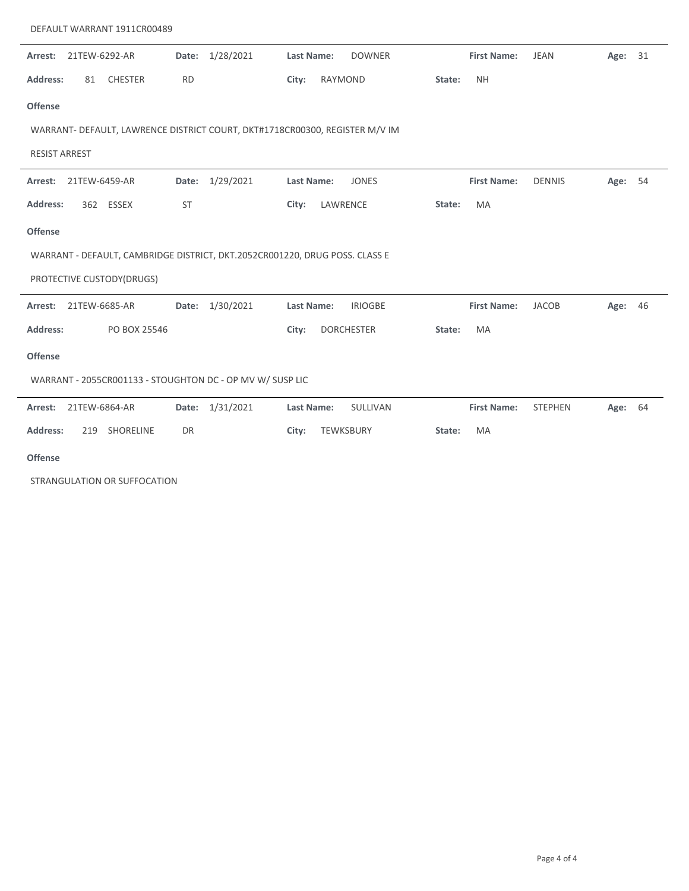DEFAULT WARRANT 1911CR00489

**Arrest:** 21TEW-6292-AR **Date:** 1/28/2021 **Last Name:** DOWNER **First Name:** JEAN **Age:** 31

**Address:** 81 CHESTER RD **City:** RAYMOND **State:** NH

**Offense**

WARRANT- DEFAULT, LAWRENCE DISTRICT COURT, DKT#1718CR00300, REGISTER M/V IM

RESIST ARREST

---

**Arrest:** 21TEW-6459-AR **Date:** 1/29/2021 **Last Name:** JONES **First Name:** DENNIS **Age:** 54

**Address:** 362 ESSEX ST **City:** LAWRENCE **State:** MA

**Offense**

WARRANT - DEFAULT, CAMBRIDGE DISTRICT, DKT.2052CR001220, DRUG POSS. CLASS E

PROTECTIVE CUSTODY(DRUGS)

---

**Arrest:** 21TEW-6685-AR **Date:** 1/30/2021 **Last Name:** IRIOGBE **First Name:** JACOB **Age:** 46

**Address:** PO BOX 25546 **City:** DORCHESTER **State:** MA

**Offense**

WARRANT - 2055CR001133 - STOUGHTON DC - OP MV W/ SUSP LIC

---

**Arrest:** 21TEW-6864-AR **Date:** 1/31/2021 **Last Name:** SULLIVAN **First Name:** STEPHEN **Age:** 64

**Address:** 219 SHORELINE DR **City:** TEWKSBURY **State:** MA

**Offense**

STRANGULATION OR SUFFOCATION